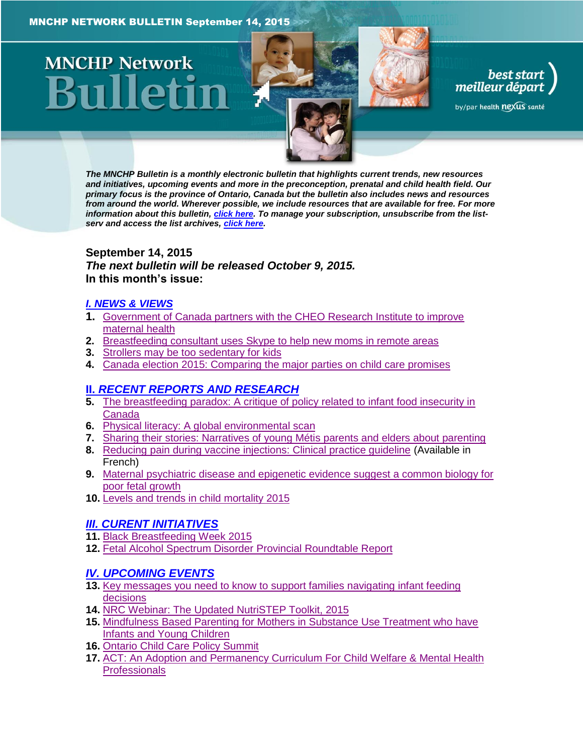MNCHP NETWORK BULLETIN September 14, 2015

# MNCHP Network Bulletin

best start
meilleur départ
by/par health nexus santé

***The MNCHP Bulletin is a monthly electronic bulletin that highlights current trends, new resources and initiatives, upcoming events and more in the preconception, prenatal and child health field. Our primary focus is the province of Ontario, Canada but the bulletin also includes news and resources from around the world. Wherever possible, we include resources that are available for free. For more information about this bulletin, click here. To manage your subscription, unsubscribe from the list-serv and access the list archives, click here.***

**September 14, 2015**
***The next bulletin will be released October 9, 2015.***
**In this month's issue:**

## *I. NEWS & VIEWS*

1. Government of Canada partners with the CHEO Research Institute to improve maternal health
2. Breastfeeding consultant uses Skype to help new moms in remote areas
3. Strollers may be too sedentary for kids
4. Canada election 2015: Comparing the major parties on child care promises

## *II. RECENT REPORTS AND RESEARCH*

5. The breastfeeding paradox: A critique of policy related to infant food insecurity in Canada
6. Physical literacy: A global environmental scan
7. Sharing their stories: Narratives of young Métis parents and elders about parenting
8. Reducing pain during vaccine injections: Clinical practice guideline (Available in French)
9. Maternal psychiatric disease and epigenetic evidence suggest a common biology for poor fetal growth
10. Levels and trends in child mortality 2015

## *III. CURENT INITIATIVES*

11. Black Breastfeeding Week 2015
12. Fetal Alcohol Spectrum Disorder Provincial Roundtable Report

## *IV. UPCOMING EVENTS*

13. Key messages you need to know to support families navigating infant feeding decisions
14. NRC Webinar: The Updated NutriSTEP Toolkit, 2015
15. Mindfulness Based Parenting for Mothers in Substance Use Treatment who have Infants and Young Children
16. Ontario Child Care Policy Summit
17. ACT: An Adoption and Permanency Curriculum For Child Welfare & Mental Health Professionals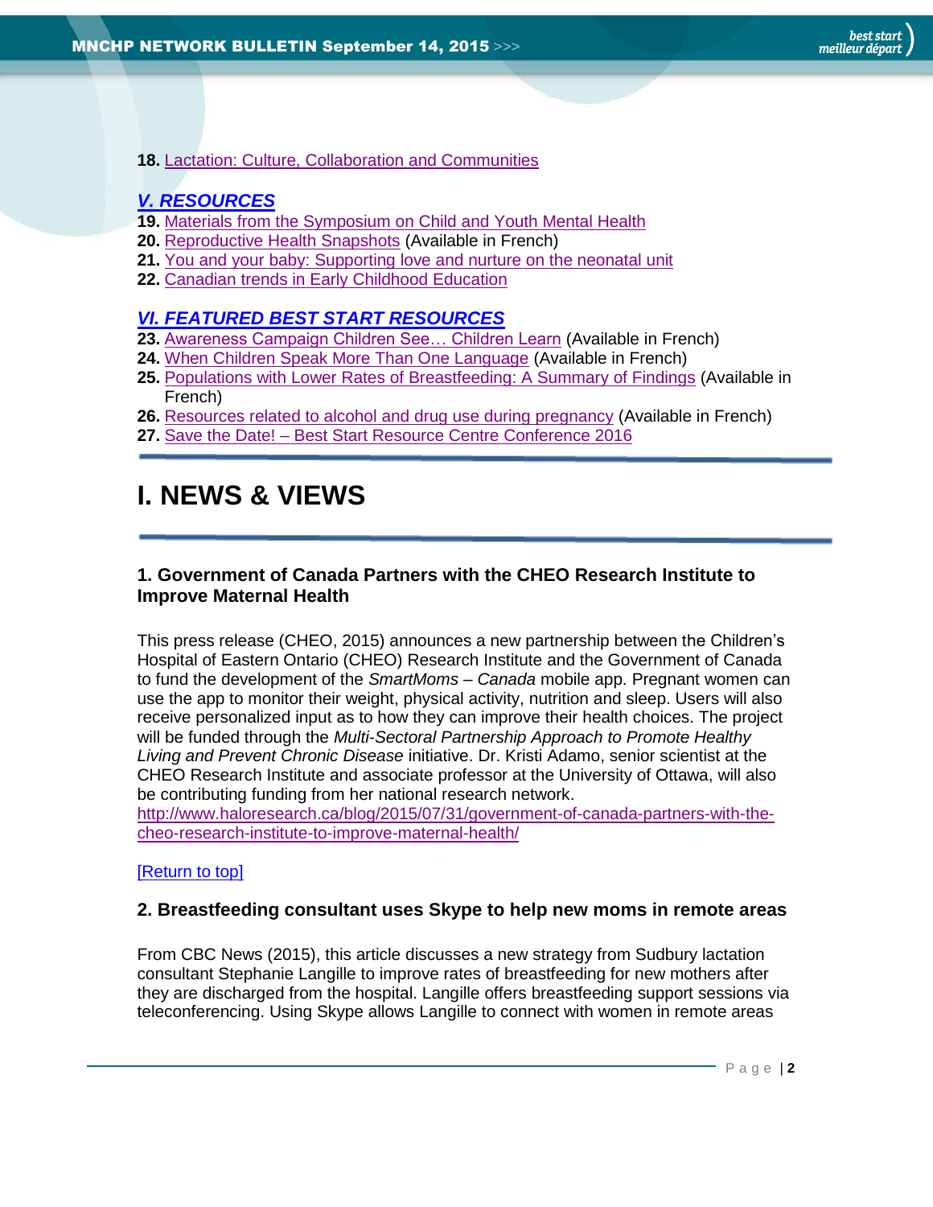**18.** Lactation: Culture, Collaboration and Communities

## *V. RESOURCES*

**19.** Materials from the Symposium on Child and Youth Mental Health
**20.** Reproductive Health Snapshots (Available in French)
**21.** You and your baby: Supporting love and nurture on the neonatal unit
**22.** Canadian trends in Early Childhood Education

## *VI. FEATURED BEST START RESOURCES*

**23.** Awareness Campaign Children See… Children Learn (Available in French)
**24.** When Children Speak More Than One Language (Available in French)
**25.** Populations with Lower Rates of Breastfeeding: A Summary of Findings (Available in French)
**26.** Resources related to alcohol and drug use during pregnancy (Available in French)
**27.** Save the Date! – Best Start Resource Centre Conference 2016

# I. NEWS & VIEWS

### 1. Government of Canada Partners with the CHEO Research Institute to Improve Maternal Health

This press release (CHEO, 2015) announces a new partnership between the Children's Hospital of Eastern Ontario (CHEO) Research Institute and the Government of Canada to fund the development of the *SmartMoms – Canada* mobile app. Pregnant women can use the app to monitor their weight, physical activity, nutrition and sleep. Users will also receive personalized input as to how they can improve their health choices. The project will be funded through the *Multi-Sectoral Partnership Approach to Promote Healthy Living and Prevent Chronic Disease* initiative. Dr. Kristi Adamo, senior scientist at the CHEO Research Institute and associate professor at the University of Ottawa, will also be contributing funding from her national research network.
http://www.haloresearch.ca/blog/2015/07/31/government-of-canada-partners-with-the-cheo-research-institute-to-improve-maternal-health/

[Return to top]

### 2. Breastfeeding consultant uses Skype to help new moms in remote areas

From CBC News (2015), this article discusses a new strategy from Sudbury lactation consultant Stephanie Langille to improve rates of breastfeeding for new mothers after they are discharged from the hospital. Langille offers breastfeeding support sessions via teleconferencing. Using Skype allows Langille to connect with women in remote areas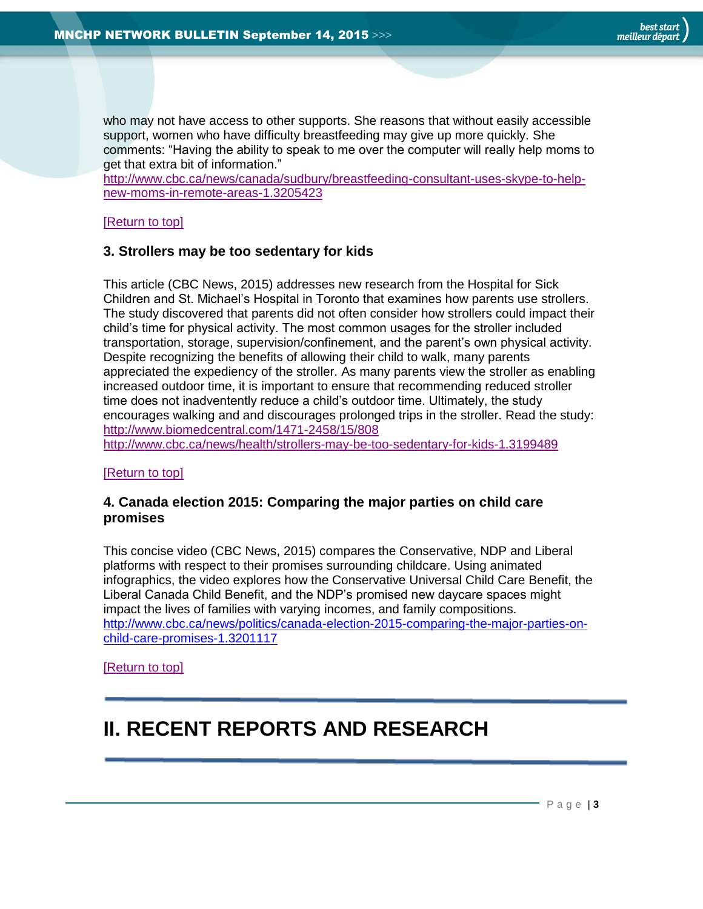who may not have access to other supports. She reasons that without easily accessible support, women who have difficulty breastfeeding may give up more quickly. She comments: “Having the ability to speak to me over the computer will really help moms to get that extra bit of information.”
http://www.cbc.ca/news/canada/sudbury/breastfeeding-consultant-uses-skype-to-help-new-moms-in-remote-areas-1.3205423

[Return to top]

### 3. Strollers may be too sedentary for kids

This article (CBC News, 2015) addresses new research from the Hospital for Sick Children and St. Michael’s Hospital in Toronto that examines how parents use strollers. The study discovered that parents did not often consider how strollers could impact their child’s time for physical activity. The most common usages for the stroller included transportation, storage, supervision/confinement, and the parent’s own physical activity. Despite recognizing the benefits of allowing their child to walk, many parents appreciated the expediency of the stroller. As many parents view the stroller as enabling increased outdoor time, it is important to ensure that recommending reduced stroller time does not inadvertently reduce a child’s outdoor time. Ultimately, the study encourages walking and and discourages prolonged trips in the stroller. Read the study: http://www.biomedcentral.com/1471-2458/15/808
http://www.cbc.ca/news/health/strollers-may-be-too-sedentary-for-kids-1.3199489

[Return to top]

### 4. Canada election 2015: Comparing the major parties on child care promises

This concise video (CBC News, 2015) compares the Conservative, NDP and Liberal platforms with respect to their promises surrounding childcare. Using animated infographics, the video explores how the Conservative Universal Child Care Benefit, the Liberal Canada Child Benefit, and the NDP’s promised new daycare spaces might impact the lives of families with varying incomes, and family compositions.
http://www.cbc.ca/news/politics/canada-election-2015-comparing-the-major-parties-on-child-care-promises-1.3201117

[Return to top]

---

# II. RECENT REPORTS AND RESEARCH

---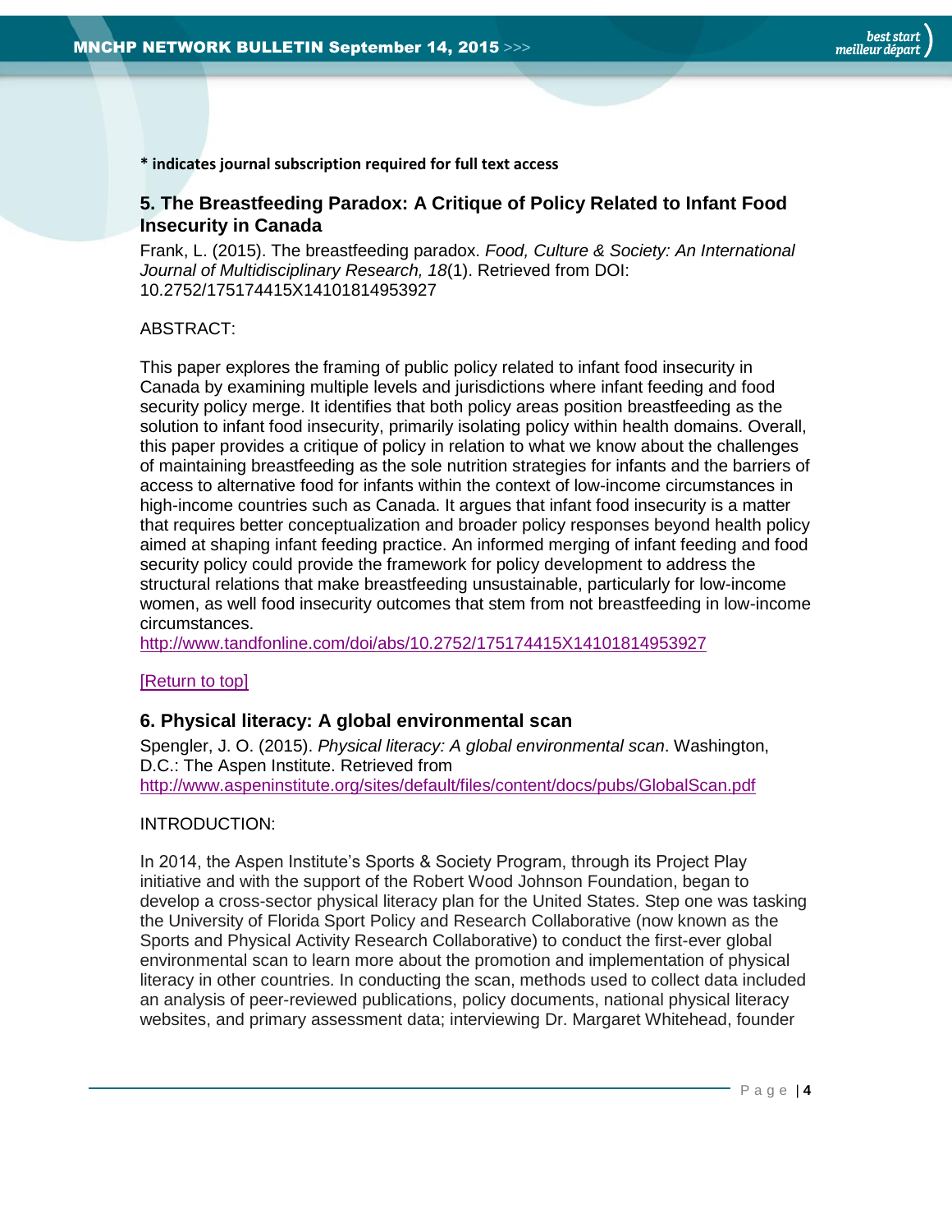**\* indicates journal subscription required for full text access**

### 5. The Breastfeeding Paradox: A Critique of Policy Related to Infant Food Insecurity in Canada

Frank, L. (2015). The breastfeeding paradox. *Food, Culture & Society: An International Journal of Multidisciplinary Research, 18*(1). Retrieved from DOI: 10.2752/175174415X14101814953927

ABSTRACT:

This paper explores the framing of public policy related to infant food insecurity in Canada by examining multiple levels and jurisdictions where infant feeding and food security policy merge. It identifies that both policy areas position breastfeeding as the solution to infant food insecurity, primarily isolating policy within health domains. Overall, this paper provides a critique of policy in relation to what we know about the challenges of maintaining breastfeeding as the sole nutrition strategies for infants and the barriers of access to alternative food for infants within the context of low-income circumstances in high-income countries such as Canada. It argues that infant food insecurity is a matter that requires better conceptualization and broader policy responses beyond health policy aimed at shaping infant feeding practice. An informed merging of infant feeding and food security policy could provide the framework for policy development to address the structural relations that make breastfeeding unsustainable, particularly for low-income women, as well food insecurity outcomes that stem from not breastfeeding in low-income circumstances.
http://www.tandfonline.com/doi/abs/10.2752/175174415X14101814953927

[Return to top]

### 6. Physical literacy: A global environmental scan

Spengler, J. O. (2015). *Physical literacy: A global environmental scan*. Washington, D.C.: The Aspen Institute. Retrieved from http://www.aspeninstitute.org/sites/default/files/content/docs/pubs/GlobalScan.pdf

INTRODUCTION:

In 2014, the Aspen Institute's Sports & Society Program, through its Project Play initiative and with the support of the Robert Wood Johnson Foundation, began to develop a cross-sector physical literacy plan for the United States. Step one was tasking the University of Florida Sport Policy and Research Collaborative (now known as the Sports and Physical Activity Research Collaborative) to conduct the first-ever global environmental scan to learn more about the promotion and implementation of physical literacy in other countries. In conducting the scan, methods used to collect data included an analysis of peer-reviewed publications, policy documents, national physical literacy websites, and primary assessment data; interviewing Dr. Margaret Whitehead, founder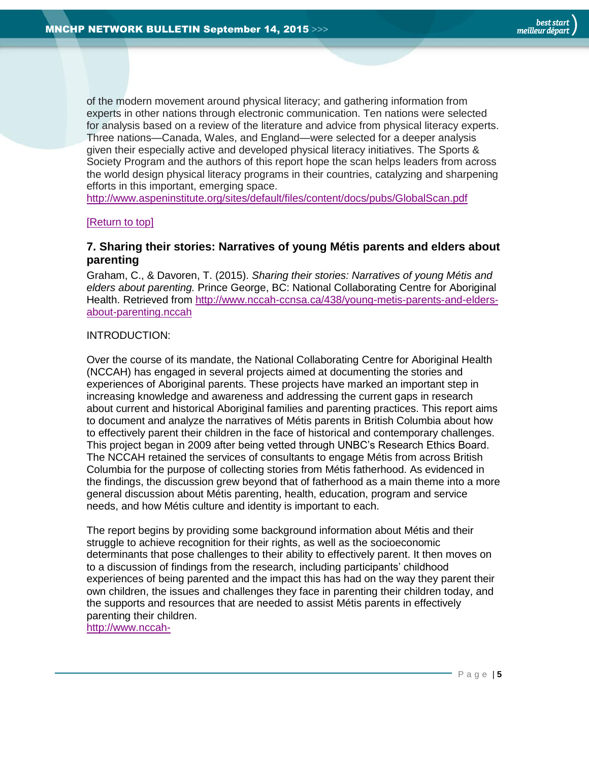of the modern movement around physical literacy; and gathering information from experts in other nations through electronic communication. Ten nations were selected for analysis based on a review of the literature and advice from physical literacy experts. Three nations—Canada, Wales, and England—were selected for a deeper analysis given their especially active and developed physical literacy initiatives. The Sports & Society Program and the authors of this report hope the scan helps leaders from across the world design physical literacy programs in their countries, catalyzing and sharpening efforts in this important, emerging space.
http://www.aspeninstitute.org/sites/default/files/content/docs/pubs/GlobalScan.pdf

[Return to top]

### 7. Sharing their stories: Narratives of young Métis parents and elders about parenting

Graham, C., & Davoren, T. (2015). *Sharing their stories: Narratives of young Métis and elders about parenting.* Prince George, BC: National Collaborating Centre for Aboriginal Health. Retrieved from http://www.nccah-ccnsa.ca/438/young-metis-parents-and-elders-about-parenting.nccah

INTRODUCTION:

Over the course of its mandate, the National Collaborating Centre for Aboriginal Health (NCCAH) has engaged in several projects aimed at documenting the stories and experiences of Aboriginal parents. These projects have marked an important step in increasing knowledge and awareness and addressing the current gaps in research about current and historical Aboriginal families and parenting practices. This report aims to document and analyze the narratives of Métis parents in British Columbia about how to effectively parent their children in the face of historical and contemporary challenges. This project began in 2009 after being vetted through UNBC's Research Ethics Board. The NCCAH retained the services of consultants to engage Métis from across British Columbia for the purpose of collecting stories from Métis fatherhood. As evidenced in the findings, the discussion grew beyond that of fatherhood as a main theme into a more general discussion about Métis parenting, health, education, program and service needs, and how Métis culture and identity is important to each.

The report begins by providing some background information about Métis and their struggle to achieve recognition for their rights, as well as the socioeconomic determinants that pose challenges to their ability to effectively parent. It then moves on to a discussion of findings from the research, including participants' childhood experiences of being parented and the impact this has had on the way they parent their own children, the issues and challenges they face in parenting their children today, and the supports and resources that are needed to assist Métis parents in effectively parenting their children.
http://www.nccah-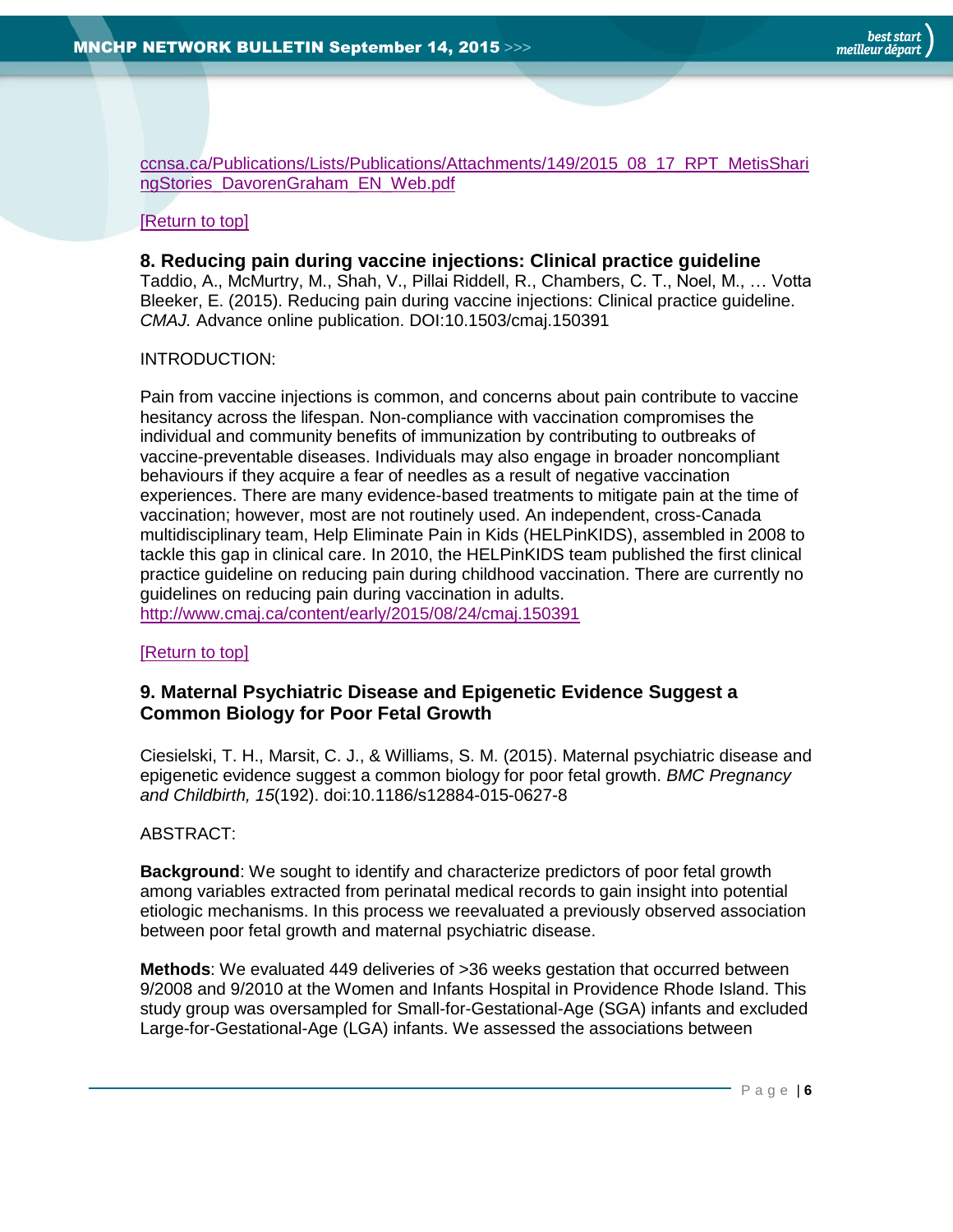ccnsa.ca/Publications/Lists/Publications/Attachments/149/2015_08_17_RPT_MetisSharingStories_DavorenGraham_EN_Web.pdf

[Return to top]

### 8. Reducing pain during vaccine injections: Clinical practice guideline

Taddio, A., McMurtry, M., Shah, V., Pillai Riddell, R., Chambers, C. T., Noel, M., … Votta Bleeker, E. (2015). Reducing pain during vaccine injections: Clinical practice guideline. *CMAJ.* Advance online publication. DOI:10.1503/cmaj.150391

INTRODUCTION:

Pain from vaccine injections is common, and concerns about pain contribute to vaccine hesitancy across the lifespan. Non-compliance with vaccination compromises the individual and community benefits of immunization by contributing to outbreaks of vaccine-preventable diseases. Individuals may also engage in broader noncompliant behaviours if they acquire a fear of needles as a result of negative vaccination experiences. There are many evidence-based treatments to mitigate pain at the time of vaccination; however, most are not routinely used. An independent, cross-Canada multidisciplinary team, Help Eliminate Pain in Kids (HELPinKIDS), assembled in 2008 to tackle this gap in clinical care. In 2010, the HELPinKIDS team published the first clinical practice guideline on reducing pain during childhood vaccination. There are currently no guidelines on reducing pain during vaccination in adults.
http://www.cmaj.ca/content/early/2015/08/24/cmaj.150391

[Return to top]

### 9. Maternal Psychiatric Disease and Epigenetic Evidence Suggest a Common Biology for Poor Fetal Growth

Ciesielski, T. H., Marsit, C. J., & Williams, S. M. (2015). Maternal psychiatric disease and epigenetic evidence suggest a common biology for poor fetal growth. *BMC Pregnancy and Childbirth, 15*(192). doi:10.1186/s12884-015-0627-8

ABSTRACT:

**Background**: We sought to identify and characterize predictors of poor fetal growth among variables extracted from perinatal medical records to gain insight into potential etiologic mechanisms. In this process we reevaluated a previously observed association between poor fetal growth and maternal psychiatric disease.

**Methods**: We evaluated 449 deliveries of >36 weeks gestation that occurred between 9/2008 and 9/2010 at the Women and Infants Hospital in Providence Rhode Island. This study group was oversampled for Small-for-Gestational-Age (SGA) infants and excluded Large-for-Gestational-Age (LGA) infants. We assessed the associations between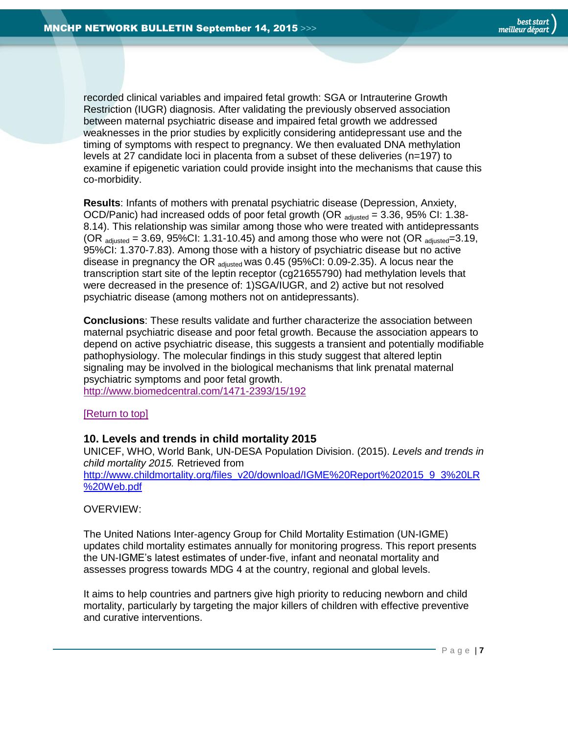recorded clinical variables and impaired fetal growth: SGA or Intrauterine Growth Restriction (IUGR) diagnosis. After validating the previously observed association between maternal psychiatric disease and impaired fetal growth we addressed weaknesses in the prior studies by explicitly considering antidepressant use and the timing of symptoms with respect to pregnancy. We then evaluated DNA methylation levels at 27 candidate loci in placenta from a subset of these deliveries (n=197) to examine if epigenetic variation could provide insight into the mechanisms that cause this co-morbidity.

**Results**: Infants of mothers with prenatal psychiatric disease (Depression, Anxiety, OCD/Panic) had increased odds of poor fetal growth ($OR_{adjusted}$ = 3.36, 95% CI: 1.38-8.14). This relationship was similar among those who were treated with antidepressants ($OR_{adjusted}$ = 3.69, 95%CI: 1.31-10.45) and among those who were not ($OR_{adjusted}$=3.19, 95%CI: 1.370-7.83). Among those with a history of psychiatric disease but no active disease in pregnancy the $OR_{adjusted}$ was 0.45 (95%CI: 0.09-2.35). A locus near the transcription start site of the leptin receptor (cg21655790) had methylation levels that were decreased in the presence of: 1)SGA/IUGR, and 2) active but not resolved psychiatric disease (among mothers not on antidepressants).

**Conclusions**: These results validate and further characterize the association between maternal psychiatric disease and poor fetal growth. Because the association appears to depend on active psychiatric disease, this suggests a transient and potentially modifiable pathophysiology. The molecular findings in this study suggest that altered leptin signaling may be involved in the biological mechanisms that link prenatal maternal psychiatric symptoms and poor fetal growth.
http://www.biomedcentral.com/1471-2393/15/192

[Return to top]

### 10. Levels and trends in child mortality 2015

UNICEF, WHO, World Bank, UN-DESA Population Division. (2015). *Levels and trends in child mortality 2015.* Retrieved from http://www.childmortality.org/files_v20/download/IGME%20Report%202015_9_3%20LR%20Web.pdf

OVERVIEW:

The United Nations Inter-agency Group for Child Mortality Estimation (UN-IGME) updates child mortality estimates annually for monitoring progress. This report presents the UN-IGME's latest estimates of under-five, infant and neonatal mortality and assesses progress towards MDG 4 at the country, regional and global levels.

It aims to help countries and partners give high priority to reducing newborn and child mortality, particularly by targeting the major killers of children with effective preventive and curative interventions.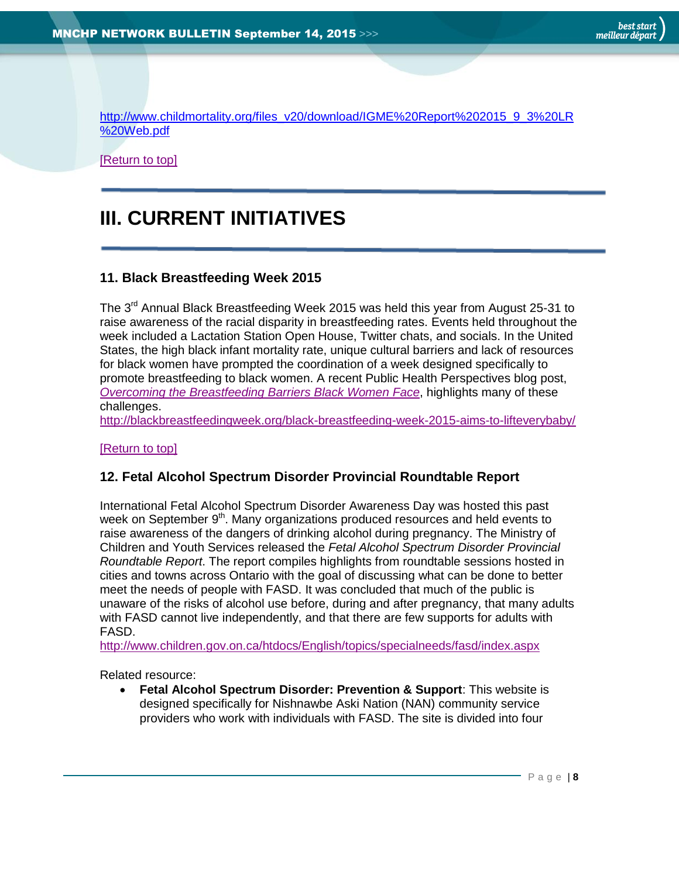http://www.childmortality.org/files_v20/download/IGME%20Report%202015_9_3%20LR%20Web.pdf

[Return to top]

# III. CURRENT INITIATIVES

### 11. Black Breastfeeding Week 2015

The 3rd Annual Black Breastfeeding Week 2015 was held this year from August 25-31 to raise awareness of the racial disparity in breastfeeding rates. Events held throughout the week included a Lactation Station Open House, Twitter chats, and socials. In the United States, the high black infant mortality rate, unique cultural barriers and lack of resources for black women have prompted the coordination of a week designed specifically to promote breastfeeding to black women. A recent Public Health Perspectives blog post, *Overcoming the Breastfeeding Barriers Black Women Face*, highlights many of these challenges.
http://blackbreastfeedingweek.org/black-breastfeeding-week-2015-aims-to-lifteverybaby/

[Return to top]

### 12. Fetal Alcohol Spectrum Disorder Provincial Roundtable Report

International Fetal Alcohol Spectrum Disorder Awareness Day was hosted this past week on September 9th. Many organizations produced resources and held events to raise awareness of the dangers of drinking alcohol during pregnancy. The Ministry of Children and Youth Services released the *Fetal Alcohol Spectrum Disorder Provincial Roundtable Report*. The report compiles highlights from roundtable sessions hosted in cities and towns across Ontario with the goal of discussing what can be done to better meet the needs of people with FASD. It was concluded that much of the public is unaware of the risks of alcohol use before, during and after pregnancy, that many adults with FASD cannot live independently, and that there are few supports for adults with FASD.
http://www.children.gov.on.ca/htdocs/English/topics/specialneeds/fasd/index.aspx

Related resource:

- **Fetal Alcohol Spectrum Disorder: Prevention & Support**: This website is designed specifically for Nishnawbe Aski Nation (NAN) community service providers who work with individuals with FASD. The site is divided into four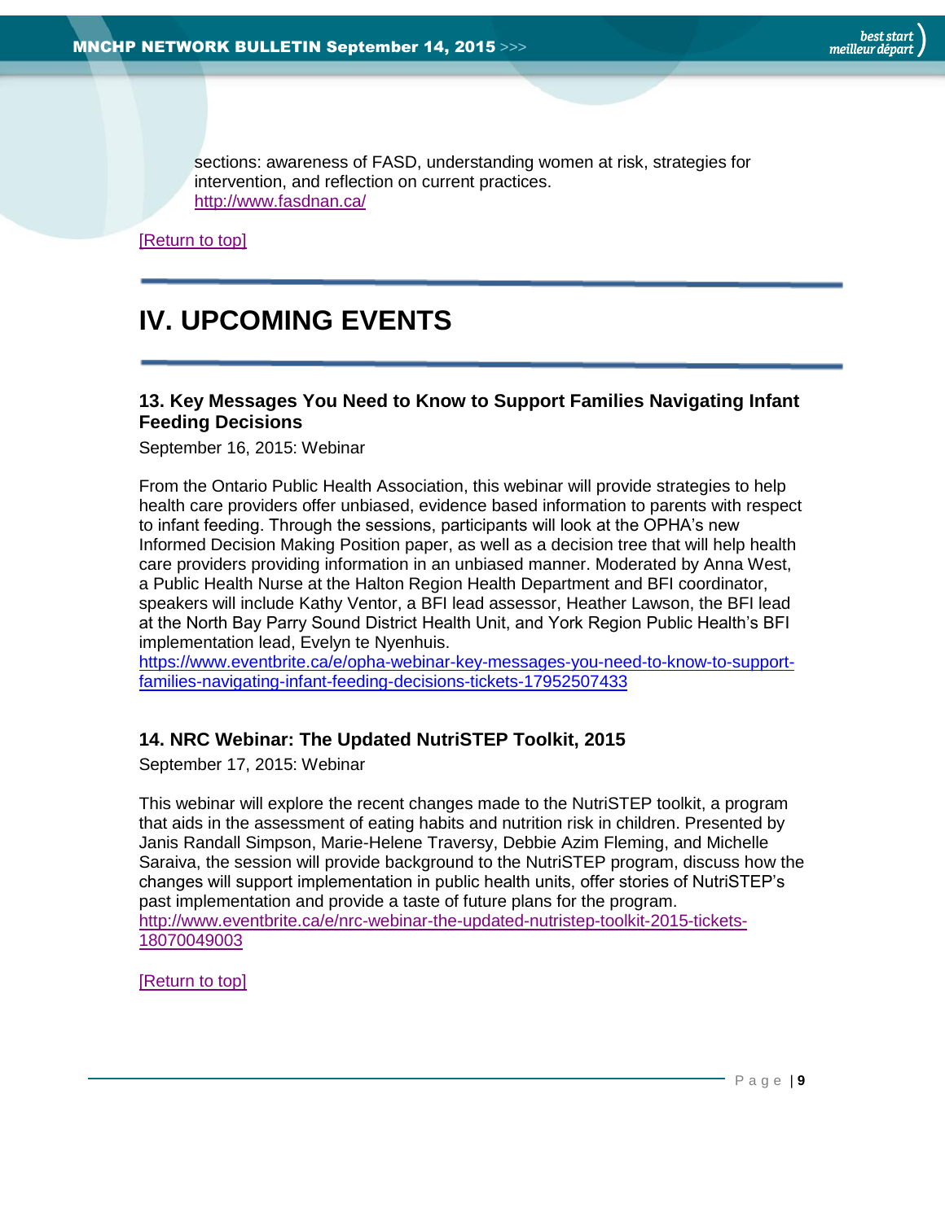sections: awareness of FASD, understanding women at risk, strategies for intervention, and reflection on current practices.
http://www.fasdnan.ca/

[Return to top]

# IV. UPCOMING EVENTS

### 13. Key Messages You Need to Know to Support Families Navigating Infant Feeding Decisions

September 16, 2015: Webinar

From the Ontario Public Health Association, this webinar will provide strategies to help health care providers offer unbiased, evidence based information to parents with respect to infant feeding. Through the sessions, participants will look at the OPHA's new Informed Decision Making Position paper, as well as a decision tree that will help health care providers providing information in an unbiased manner. Moderated by Anna West, a Public Health Nurse at the Halton Region Health Department and BFI coordinator, speakers will include Kathy Ventor, a BFI lead assessor, Heather Lawson, the BFI lead at the North Bay Parry Sound District Health Unit, and York Region Public Health's BFI implementation lead, Evelyn te Nyenhuis.
https://www.eventbrite.ca/e/opha-webinar-key-messages-you-need-to-know-to-support-families-navigating-infant-feeding-decisions-tickets-17952507433

### 14. NRC Webinar: The Updated NutriSTEP Toolkit, 2015

September 17, 2015: Webinar

This webinar will explore the recent changes made to the NutriSTEP toolkit, a program that aids in the assessment of eating habits and nutrition risk in children. Presented by Janis Randall Simpson, Marie-Helene Traversy, Debbie Azim Fleming, and Michelle Saraiva, the session will provide background to the NutriSTEP program, discuss how the changes will support implementation in public health units, offer stories of NutriSTEP's past implementation and provide a taste of future plans for the program.
http://www.eventbrite.ca/e/nrc-webinar-the-updated-nutristep-toolkit-2015-tickets-18070049003

[Return to top]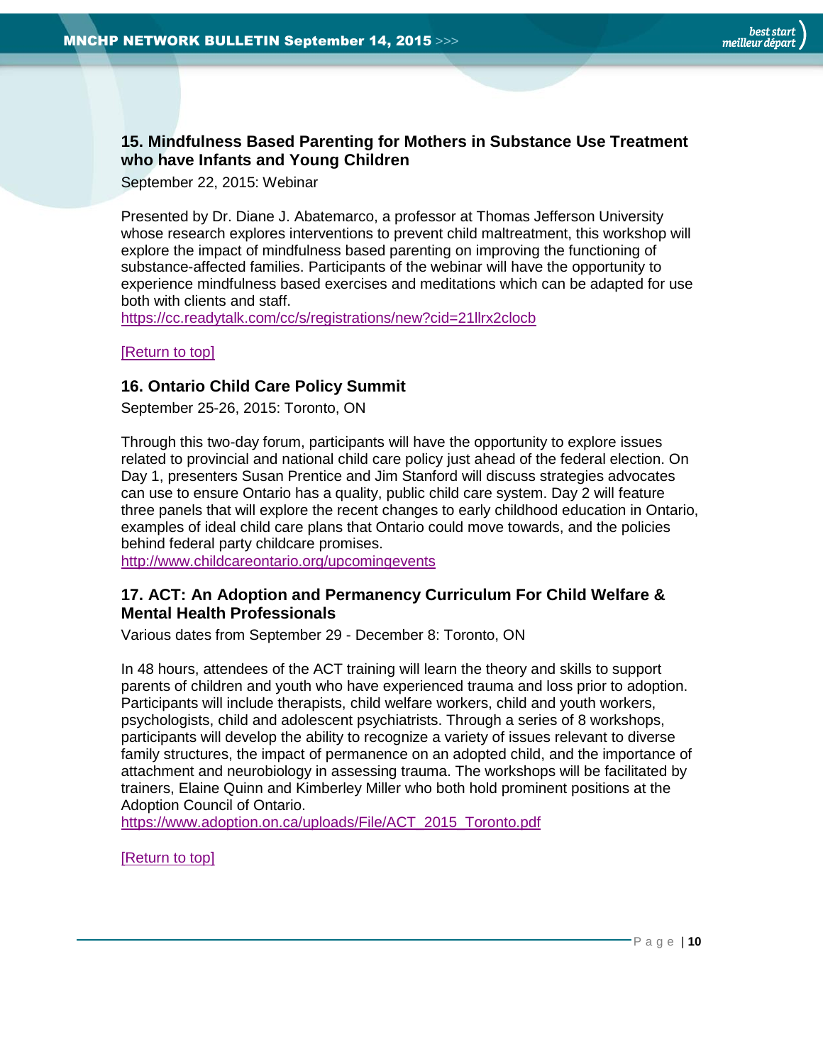### 15. Mindfulness Based Parenting for Mothers in Substance Use Treatment who have Infants and Young Children

September 22, 2015: Webinar

Presented by Dr. Diane J. Abatemarco, a professor at Thomas Jefferson University whose research explores interventions to prevent child maltreatment, this workshop will explore the impact of mindfulness based parenting on improving the functioning of substance-affected families. Participants of the webinar will have the opportunity to experience mindfulness based exercises and meditations which can be adapted for use both with clients and staff.
https://cc.readytalk.com/cc/s/registrations/new?cid=21llrx2clocb

[Return to top]

### 16. Ontario Child Care Policy Summit

September 25-26, 2015: Toronto, ON

Through this two-day forum, participants will have the opportunity to explore issues related to provincial and national child care policy just ahead of the federal election. On Day 1, presenters Susan Prentice and Jim Stanford will discuss strategies advocates can use to ensure Ontario has a quality, public child care system. Day 2 will feature three panels that will explore the recent changes to early childhood education in Ontario, examples of ideal child care plans that Ontario could move towards, and the policies behind federal party childcare promises.
http://www.childcareontario.org/upcomingevents

### 17. ACT: An Adoption and Permanency Curriculum For Child Welfare & Mental Health Professionals

Various dates from September 29 - December 8: Toronto, ON

In 48 hours, attendees of the ACT training will learn the theory and skills to support parents of children and youth who have experienced trauma and loss prior to adoption. Participants will include therapists, child welfare workers, child and youth workers, psychologists, child and adolescent psychiatrists. Through a series of 8 workshops, participants will develop the ability to recognize a variety of issues relevant to diverse family structures, the impact of permanence on an adopted child, and the importance of attachment and neurobiology in assessing trauma. The workshops will be facilitated by trainers, Elaine Quinn and Kimberley Miller who both hold prominent positions at the Adoption Council of Ontario.
https://www.adoption.on.ca/uploads/File/ACT_2015_Toronto.pdf

[Return to top]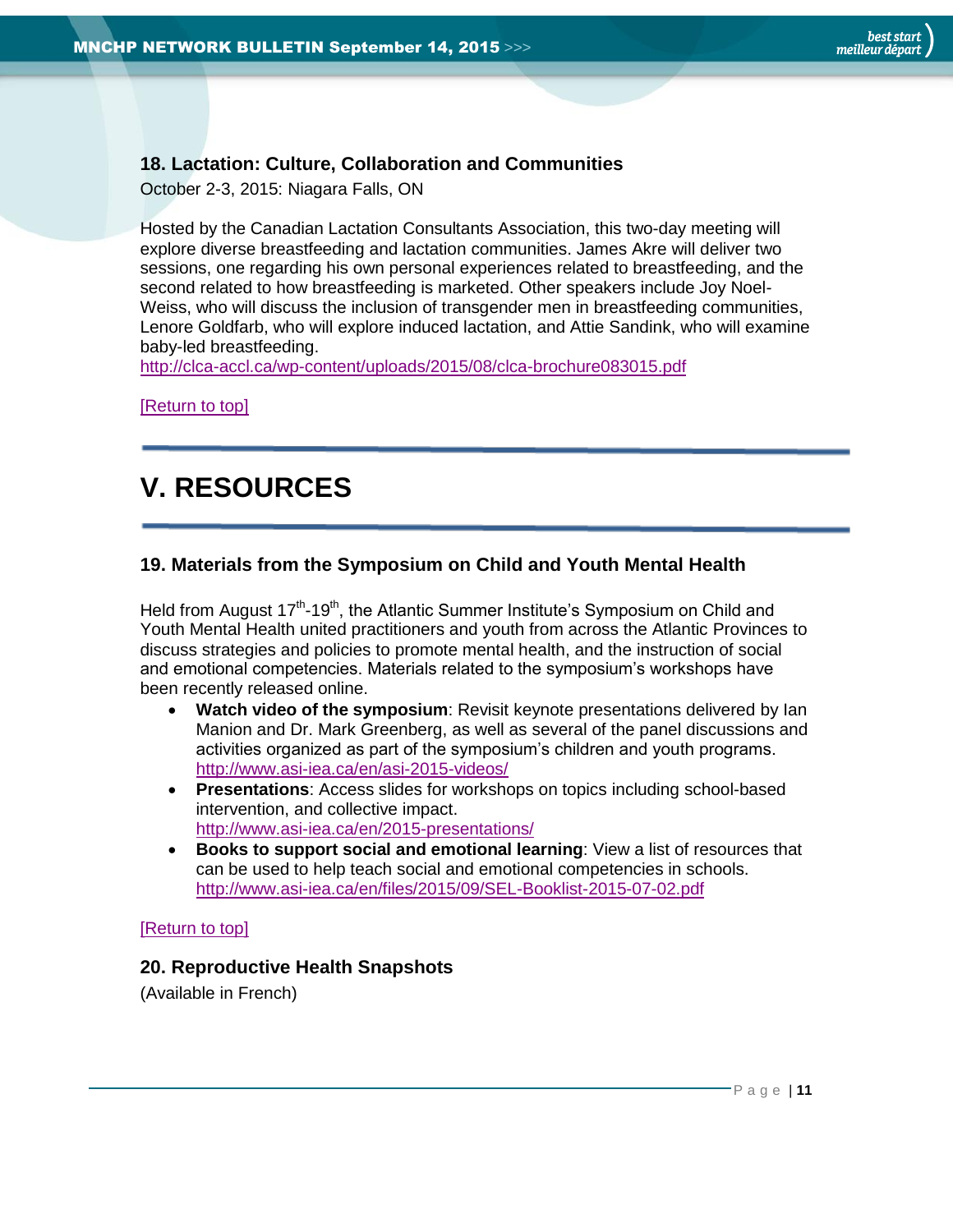### 18. Lactation: Culture, Collaboration and Communities

October 2-3, 2015: Niagara Falls, ON

Hosted by the Canadian Lactation Consultants Association, this two-day meeting will explore diverse breastfeeding and lactation communities. James Akre will deliver two sessions, one regarding his own personal experiences related to breastfeeding, and the second related to how breastfeeding is marketed. Other speakers include Joy Noel-Weiss, who will discuss the inclusion of transgender men in breastfeeding communities, Lenore Goldfarb, who will explore induced lactation, and Attie Sandink, who will examine baby-led breastfeeding.
http://clca-accl.ca/wp-content/uploads/2015/08/clca-brochure083015.pdf

[Return to top]

# V. RESOURCES

### 19. Materials from the Symposium on Child and Youth Mental Health

Held from August 17th-19th, the Atlantic Summer Institute's Symposium on Child and Youth Mental Health united practitioners and youth from across the Atlantic Provinces to discuss strategies and policies to promote mental health, and the instruction of social and emotional competencies. Materials related to the symposium's workshops have been recently released online.

- **Watch video of the symposium**: Revisit keynote presentations delivered by Ian Manion and Dr. Mark Greenberg, as well as several of the panel discussions and activities organized as part of the symposium's children and youth programs. http://www.asi-iea.ca/en/asi-2015-videos/
- **Presentations**: Access slides for workshops on topics including school-based intervention, and collective impact. http://www.asi-iea.ca/en/2015-presentations/
- **Books to support social and emotional learning**: View a list of resources that can be used to help teach social and emotional competencies in schools. http://www.asi-iea.ca/en/files/2015/09/SEL-Booklist-2015-07-02.pdf

[Return to top]

### 20. Reproductive Health Snapshots

(Available in French)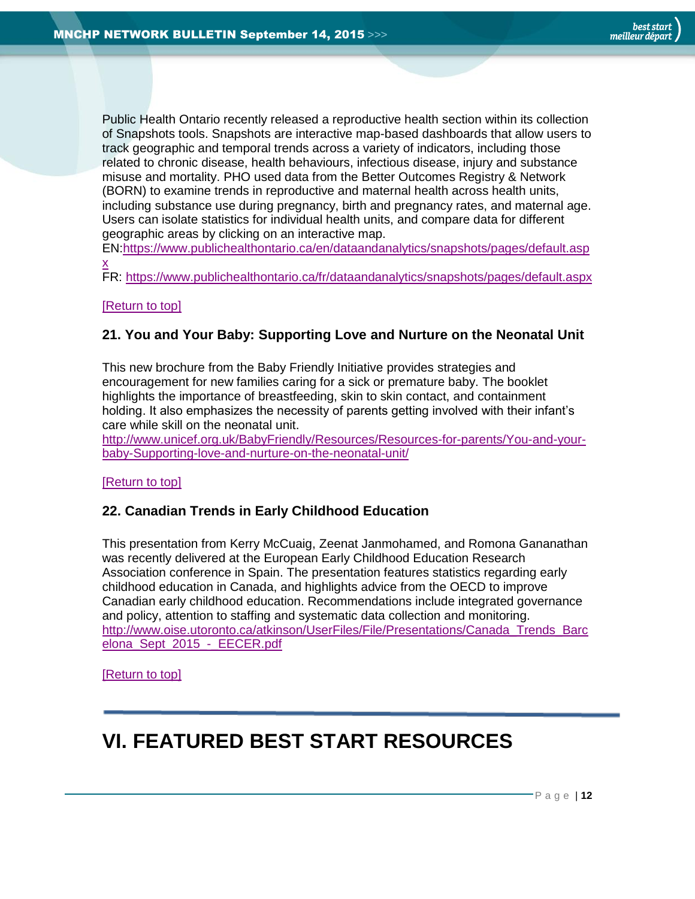Public Health Ontario recently released a reproductive health section within its collection of Snapshots tools. Snapshots are interactive map-based dashboards that allow users to track geographic and temporal trends across a variety of indicators, including those related to chronic disease, health behaviours, infectious disease, injury and substance misuse and mortality. PHO used data from the Better Outcomes Registry & Network (BORN) to examine trends in reproductive and maternal health across health units, including substance use during pregnancy, birth and pregnancy rates, and maternal age. Users can isolate statistics for individual health units, and compare data for different geographic areas by clicking on an interactive map.
EN:https://www.publichealthontario.ca/en/dataandanalytics/snapshots/pages/default.aspx
FR: https://www.publichealthontario.ca/fr/dataandanalytics/snapshots/pages/default.aspx

[Return to top]

### 21. You and Your Baby: Supporting Love and Nurture on the Neonatal Unit

This new brochure from the Baby Friendly Initiative provides strategies and encouragement for new families caring for a sick or premature baby. The booklet highlights the importance of breastfeeding, skin to skin contact, and containment holding. It also emphasizes the necessity of parents getting involved with their infant's care while skill on the neonatal unit.
http://www.unicef.org.uk/BabyFriendly/Resources/Resources-for-parents/You-and-your-baby-Supporting-love-and-nurture-on-the-neonatal-unit/

[Return to top]

### 22. Canadian Trends in Early Childhood Education

This presentation from Kerry McCuaig, Zeenat Janmohamed, and Romona Gananathan was recently delivered at the European Early Childhood Education Research Association conference in Spain. The presentation features statistics regarding early childhood education in Canada, and highlights advice from the OECD to improve Canadian early childhood education. Recommendations include integrated governance and policy, attention to staffing and systematic data collection and monitoring.
http://www.oise.utoronto.ca/atkinson/UserFiles/File/Presentations/Canada_Trends_Barcelona_Sept_2015_-_EECER.pdf

[Return to top]

---

# VI. FEATURED BEST START RESOURCES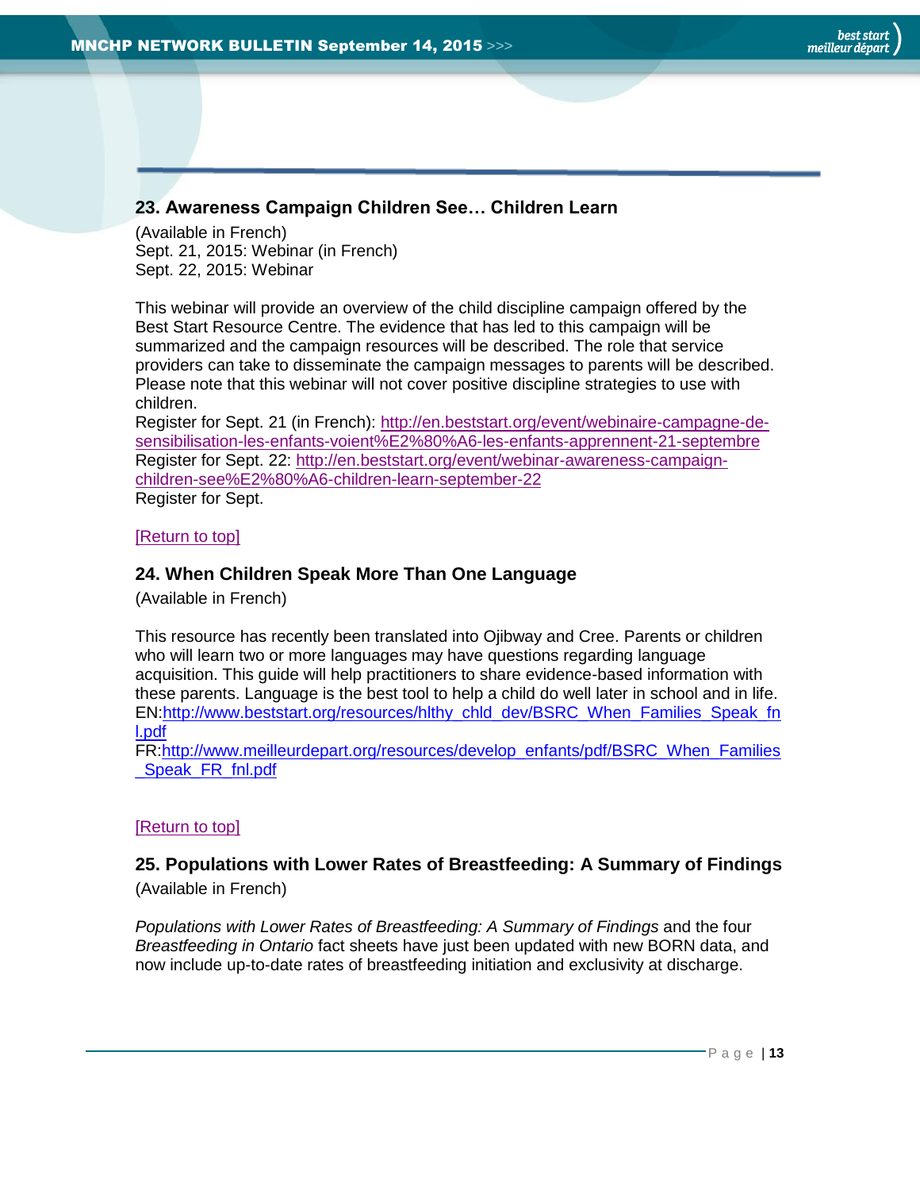### 23. Awareness Campaign Children See… Children Learn

(Available in French)
Sept. 21, 2015: Webinar (in French)
Sept. 22, 2015: Webinar

This webinar will provide an overview of the child discipline campaign offered by the Best Start Resource Centre. The evidence that has led to this campaign will be summarized and the campaign resources will be described. The role that service providers can take to disseminate the campaign messages to parents will be described. Please note that this webinar will not cover positive discipline strategies to use with children.
Register for Sept. 21 (in French): http://en.beststart.org/event/webinaire-campagne-de-sensibilisation-les-enfants-voient%E2%80%A6-les-enfants-apprennent-21-septembre
Register for Sept. 22: http://en.beststart.org/event/webinar-awareness-campaign-children-see%E2%80%A6-children-learn-september-22
Register for Sept.

[Return to top]

### 24. When Children Speak More Than One Language

(Available in French)

This resource has recently been translated into Ojibway and Cree. Parents or children who will learn two or more languages may have questions regarding language acquisition. This guide will help practitioners to share evidence-based information with these parents. Language is the best tool to help a child do well later in school and in life.
EN:http://www.beststart.org/resources/hlthy_chld_dev/BSRC_When_Families_Speak_fnl.pdf
FR:http://www.meilleurdepart.org/resources/develop_enfants/pdf/BSRC_When_Families_Speak_FR_fnl.pdf

[Return to top]

### 25. Populations with Lower Rates of Breastfeeding: A Summary of Findings

(Available in French)

*Populations with Lower Rates of Breastfeeding: A Summary of Findings* and the four *Breastfeeding in Ontario* fact sheets have just been updated with new BORN data, and now include up-to-date rates of breastfeeding initiation and exclusivity at discharge.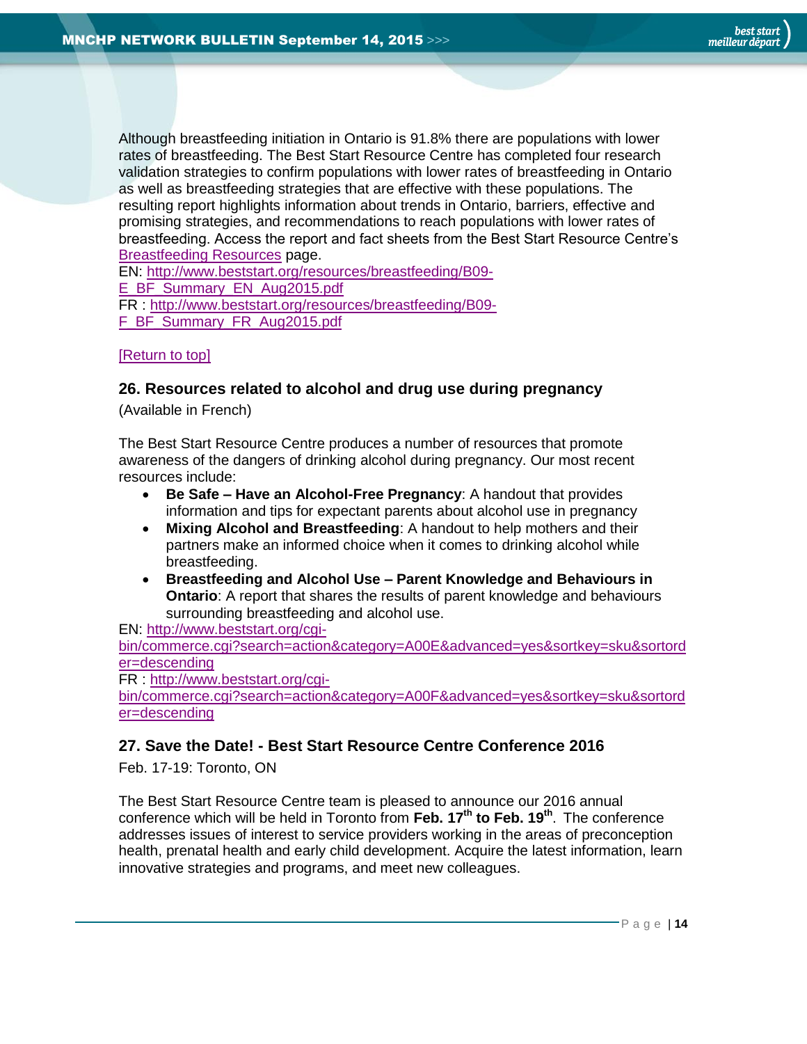Although breastfeeding initiation in Ontario is 91.8% there are populations with lower rates of breastfeeding. The Best Start Resource Centre has completed four research validation strategies to confirm populations with lower rates of breastfeeding in Ontario as well as breastfeeding strategies that are effective with these populations. The resulting report highlights information about trends in Ontario, barriers, effective and promising strategies, and recommendations to reach populations with lower rates of breastfeeding. Access the report and fact sheets from the Best Start Resource Centre's [Breastfeeding Resources](#) page.
EN: [http://www.beststart.org/resources/breastfeeding/B09-E_BF_Summary_EN_Aug2015.pdf](http://www.beststart.org/resources/breastfeeding/B09-E_BF_Summary_EN_Aug2015.pdf)
FR : [http://www.beststart.org/resources/breastfeeding/B09-F_BF_Summary_FR_Aug2015.pdf](http://www.beststart.org/resources/breastfeeding/B09-F_BF_Summary_FR_Aug2015.pdf)

[Return to top]

### 26. Resources related to alcohol and drug use during pregnancy

(Available in French)

The Best Start Resource Centre produces a number of resources that promote awareness of the dangers of drinking alcohol during pregnancy. Our most recent resources include:

- **Be Safe – Have an Alcohol-Free Pregnancy**: A handout that provides information and tips for expectant parents about alcohol use in pregnancy
- **Mixing Alcohol and Breastfeeding**: A handout to help mothers and their partners make an informed choice when it comes to drinking alcohol while breastfeeding.
- **Breastfeeding and Alcohol Use – Parent Knowledge and Behaviours in Ontario**: A report that shares the results of parent knowledge and behaviours surrounding breastfeeding and alcohol use.

EN: [http://www.beststart.org/cgi-bin/commerce.cgi?search=action&category=A00E&advanced=yes&sortkey=sku&sortorder=descending](http://www.beststart.org/cgi-bin/commerce.cgi?search=action&category=A00E&advanced=yes&sortkey=sku&sortorder=descending)
FR : [http://www.beststart.org/cgi-bin/commerce.cgi?search=action&category=A00F&advanced=yes&sortkey=sku&sortorder=descending](http://www.beststart.org/cgi-bin/commerce.cgi?search=action&category=A00F&advanced=yes&sortkey=sku&sortorder=descending)

### 27. Save the Date! - Best Start Resource Centre Conference 2016

Feb. 17-19: Toronto, ON

The Best Start Resource Centre team is pleased to announce our 2016 annual conference which will be held in Toronto from **Feb. 17th to Feb. 19th**. The conference addresses issues of interest to service providers working in the areas of preconception health, prenatal health and early child development. Acquire the latest information, learn innovative strategies and programs, and meet new colleagues.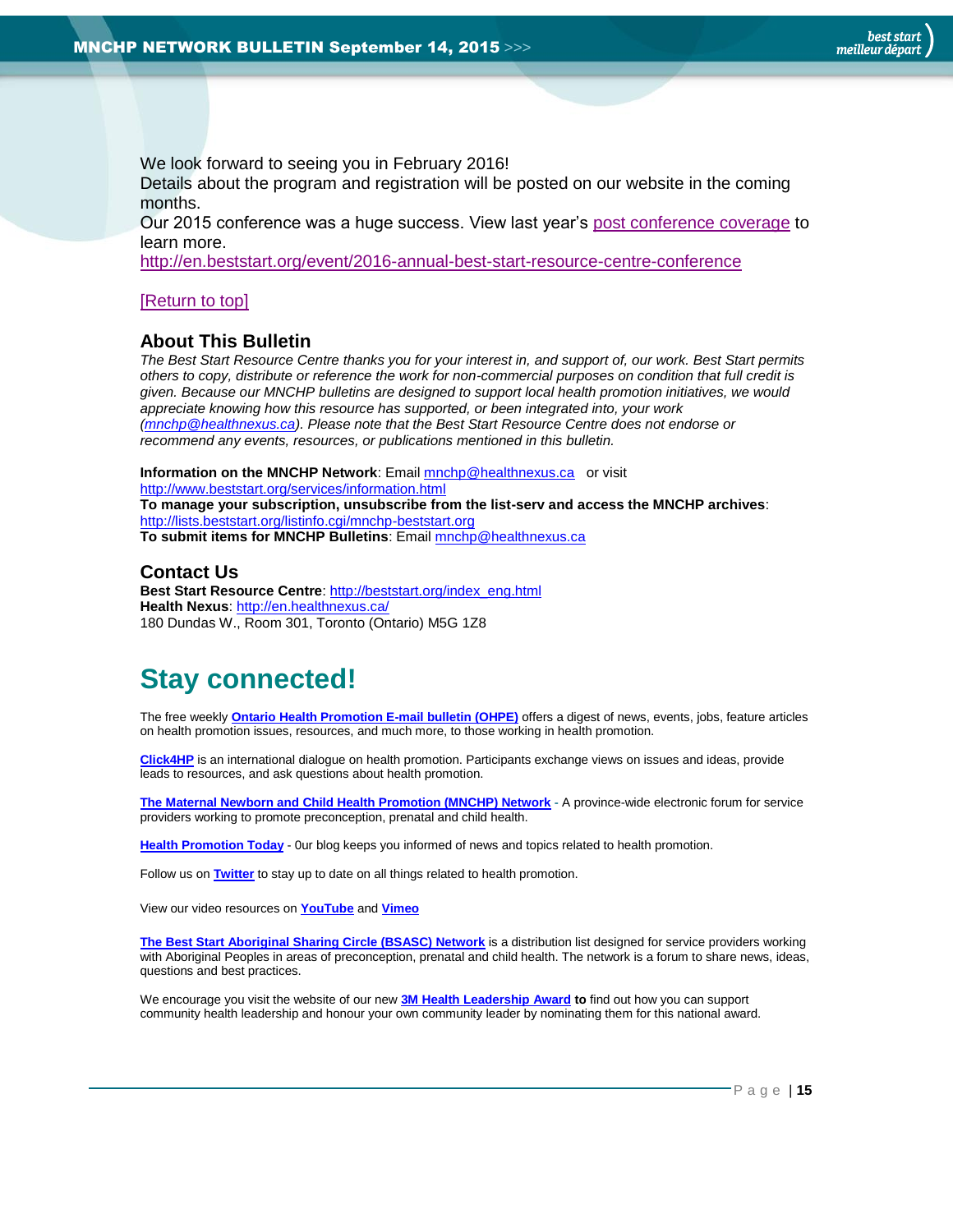We look forward to seeing you in February 2016!
Details about the program and registration will be posted on our website in the coming months.
Our 2015 conference was a huge success. View last year's post conference coverage to learn more.
http://en.beststart.org/event/2016-annual-best-start-resource-centre-conference

[Return to top]

## About This Bulletin

*The Best Start Resource Centre thanks you for your interest in, and support of, our work. Best Start permits others to copy, distribute or reference the work for non-commercial purposes on condition that full credit is given. Because our MNCHP bulletins are designed to support local health promotion initiatives, we would appreciate knowing how this resource has supported, or been integrated into, your work (mnchp@healthnexus.ca). Please note that the Best Start Resource Centre does not endorse or recommend any events, resources, or publications mentioned in this bulletin.*

**Information on the MNCHP Network**: Email mnchp@healthnexus.ca or visit http://www.beststart.org/services/information.html
**To manage your subscription, unsubscribe from the list-serv and access the MNCHP archives**: http://lists.beststart.org/listinfo.cgi/mnchp-beststart.org
**To submit items for MNCHP Bulletins**: Email mnchp@healthnexus.ca

## Contact Us

**Best Start Resource Centre**: http://beststart.org/index_eng.html
**Health Nexus**: http://en.healthnexus.ca/
180 Dundas W., Room 301, Toronto (Ontario) M5G 1Z8

# Stay connected!

The free weekly **Ontario Health Promotion E-mail bulletin (OHPE)** offers a digest of news, events, jobs, feature articles on health promotion issues, resources, and much more, to those working in health promotion.

**Click4HP** is an international dialogue on health promotion. Participants exchange views on issues and ideas, provide leads to resources, and ask questions about health promotion.

**The Maternal Newborn and Child Health Promotion (MNCHP) Network** - A province-wide electronic forum for service providers working to promote preconception, prenatal and child health.

**Health Promotion Today** - 0ur blog keeps you informed of news and topics related to health promotion.

Follow us on **Twitter** to stay up to date on all things related to health promotion.

View our video resources on **YouTube** and **Vimeo**

**The Best Start Aboriginal Sharing Circle (BSASC) Network** is a distribution list designed for service providers working with Aboriginal Peoples in areas of preconception, prenatal and child health. The network is a forum to share news, ideas, questions and best practices.

We encourage you visit the website of our new **3M Health Leadership Award** **to** find out how you can support community health leadership and honour your own community leader by nominating them for this national award.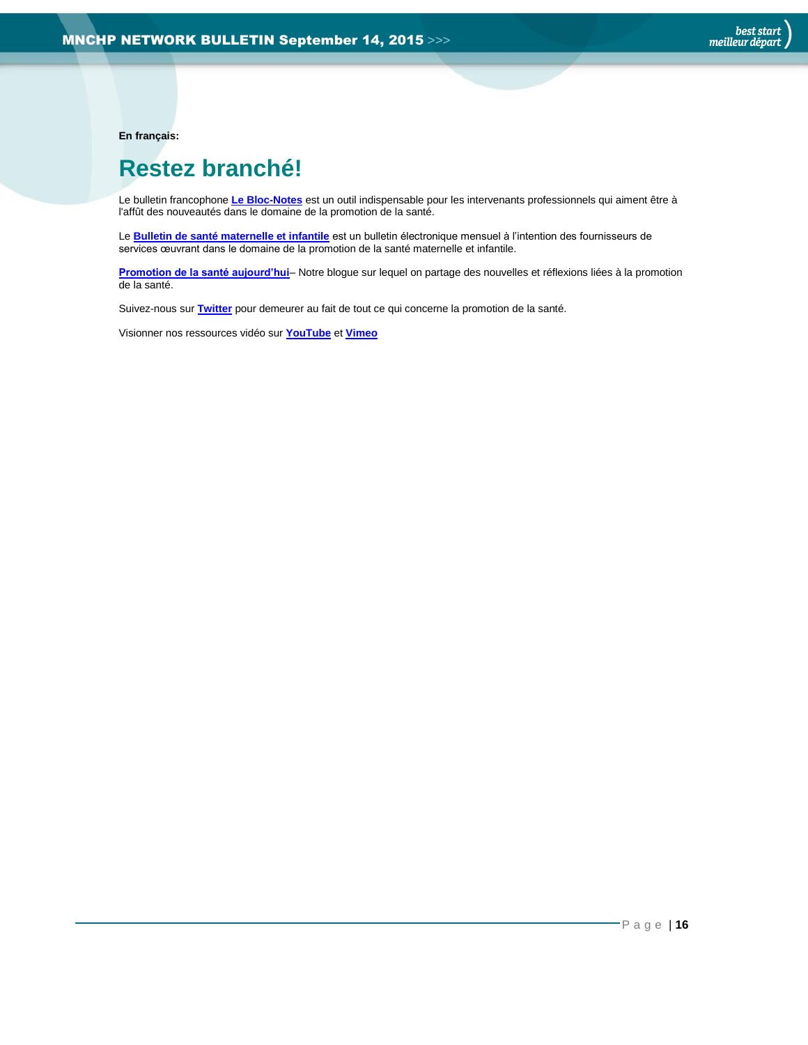**En français:**

# Restez branché!

Le bulletin francophone **Le Bloc-Notes** est un outil indispensable pour les intervenants professionnels qui aiment être à l'affût des nouveautés dans le domaine de la promotion de la santé.

Le **Bulletin de santé maternelle et infantile** est un bulletin électronique mensuel à l'intention des fournisseurs de services œuvrant dans le domaine de la promotion de la santé maternelle et infantile.

**Promotion de la santé aujourd'hui**– Notre blogue sur lequel on partage des nouvelles et réflexions liées à la promotion de la santé.

Suivez-nous sur **Twitter** pour demeurer au fait de tout ce qui concerne la promotion de la santé.

Visionner nos ressources vidéo sur **YouTube** et **Vimeo**